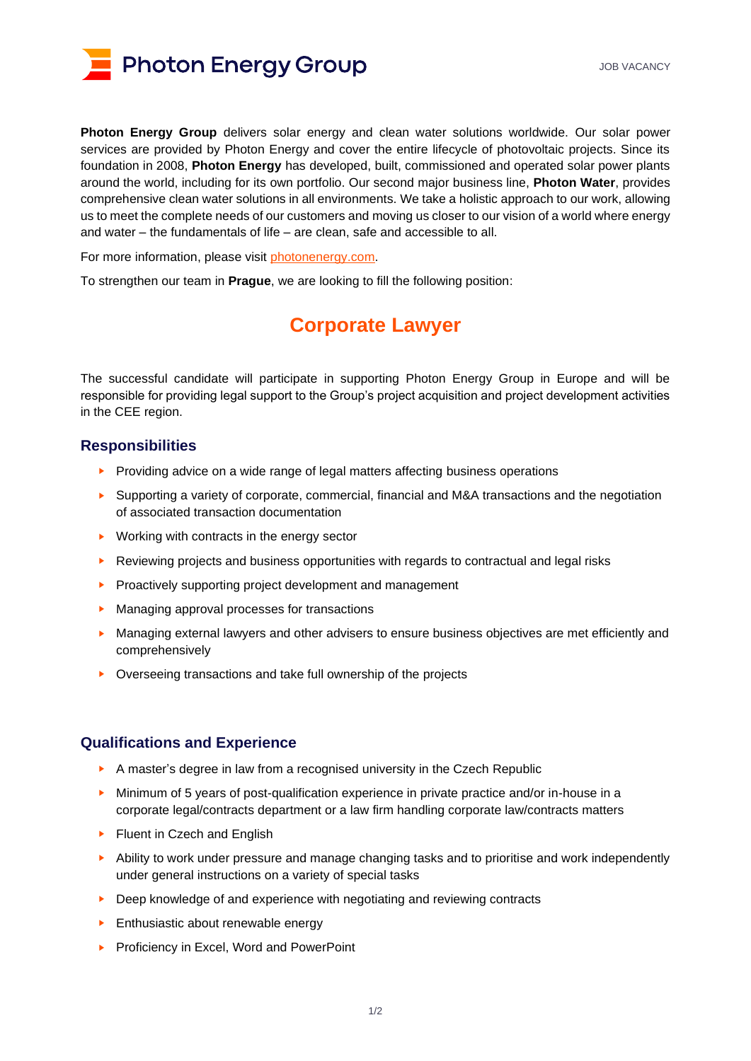# Photon Energy Group

JOB VACANCY

**Photon Energy Group** delivers solar energy and clean water solutions worldwide. Our solar power services are provided by Photon Energy and cover the entire lifecycle of photovoltaic projects. Since its foundation in 2008, **Photon Energy** has developed, built, commissioned and operated solar power plants around the world, including for its own portfolio. Our second major business line, **Photon Water**, provides comprehensive clean water solutions in all environments. We take a holistic approach to our work, allowing us to meet the complete needs of our customers and moving us closer to our vision of a world where energy and water – the fundamentals of life – are clean, safe and accessible to all.

For more information, please visit photonenergy.com.

To strengthen our team in **Prague**, we are looking to fill the following position:

## Corporate Lawyer

The successful candidate will participate in supporting Photon Energy Group in Europe and will be responsible for providing legal support to the Group's project acquisition and project development activities in the CEE region.

### Responsibilities

- Providing advice on a wide range of legal matters affecting business operations
- Supporting a variety of corporate, commercial, financial and M&A transactions and the negotiation of associated transaction documentation
- Working with contracts in the energy sector
- Reviewing projects and business opportunities with regards to contractual and legal risks
- Proactively supporting project development and management
- Managing approval processes for transactions
- Managing external lawyers and other advisers to ensure business objectives are met efficiently and comprehensively
- Overseeing transactions and take full ownership of the projects

### Qualifications and Experience

- A master's degree in law from a recognised university in the Czech Republic
- Minimum of 5 years of post-qualification experience in private practice and/or in-house in a corporate legal/contracts department or a law firm handling corporate law/contracts matters
- Fluent in Czech and English
- Ability to work under pressure and manage changing tasks and to prioritise and work independently under general instructions on a variety of special tasks
- Deep knowledge of and experience with negotiating and reviewing contracts
- Enthusiastic about renewable energy
- Proficiency in Excel, Word and PowerPoint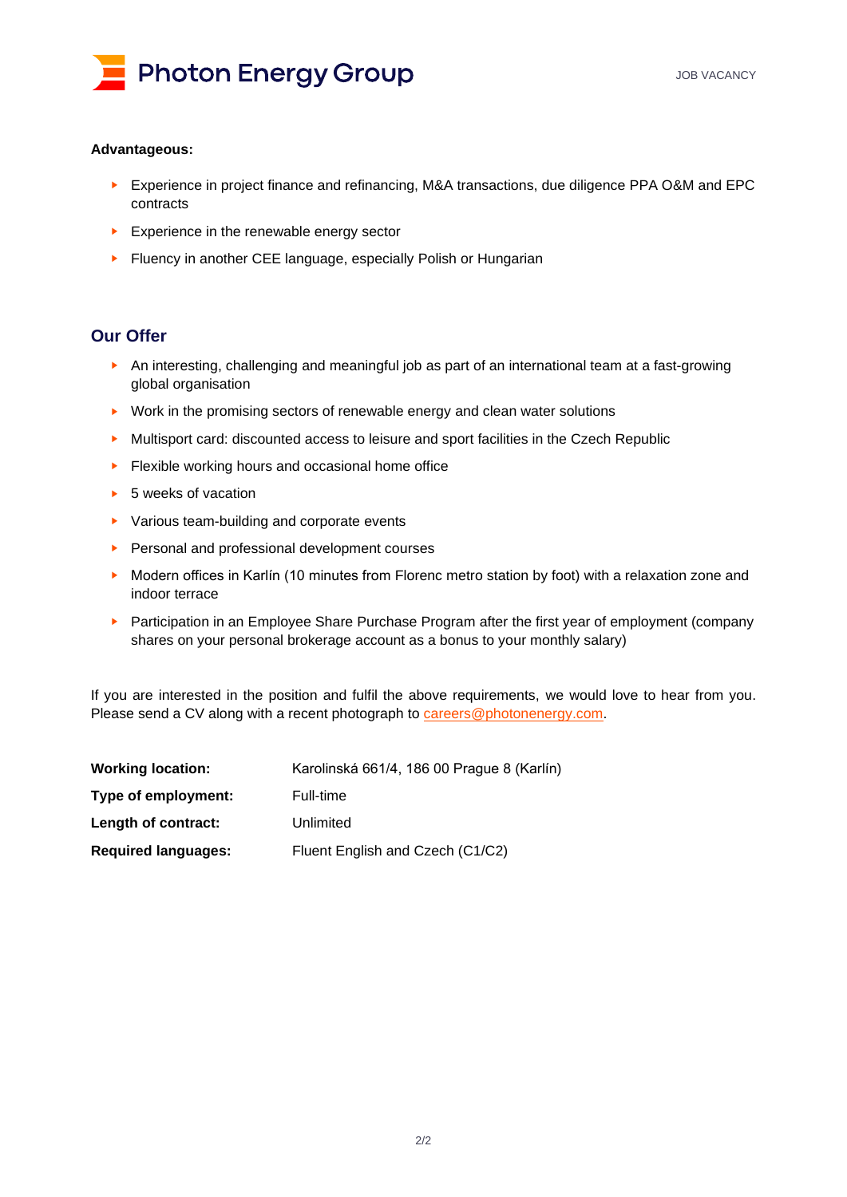**Advantageous:**

- Experience in project finance and refinancing, M&A transactions, due diligence PPA O&M and EPC contracts
- Experience in the renewable energy sector
- Fluency in another CEE language, especially Polish or Hungarian

## Our Offer

- An interesting, challenging and meaningful job as part of an international team at a fast-growing global organisation
- Work in the promising sectors of renewable energy and clean water solutions
- Multisport card: discounted access to leisure and sport facilities in the Czech Republic
- Flexible working hours and occasional home office
- 5 weeks of vacation
- Various team-building and corporate events
- Personal and professional development courses
- Modern offices in Karlín (10 minutes from Florenc metro station by foot) with a relaxation zone and indoor terrace
- Participation in an Employee Share Purchase Program after the first year of employment (company shares on your personal brokerage account as a bonus to your monthly salary)

If you are interested in the position and fulfil the above requirements, we would love to hear from you. Please send a CV along with a recent photograph to careers@photonenergy.com.

| | |
|---|---|
| **Working location:** | Karolinská 661/4, 186 00 Prague 8 (Karlín) |
| **Type of employment:** | Full-time |
| **Length of contract:** | Unlimited |
| **Required languages:** | Fluent English and Czech (C1/C2) |